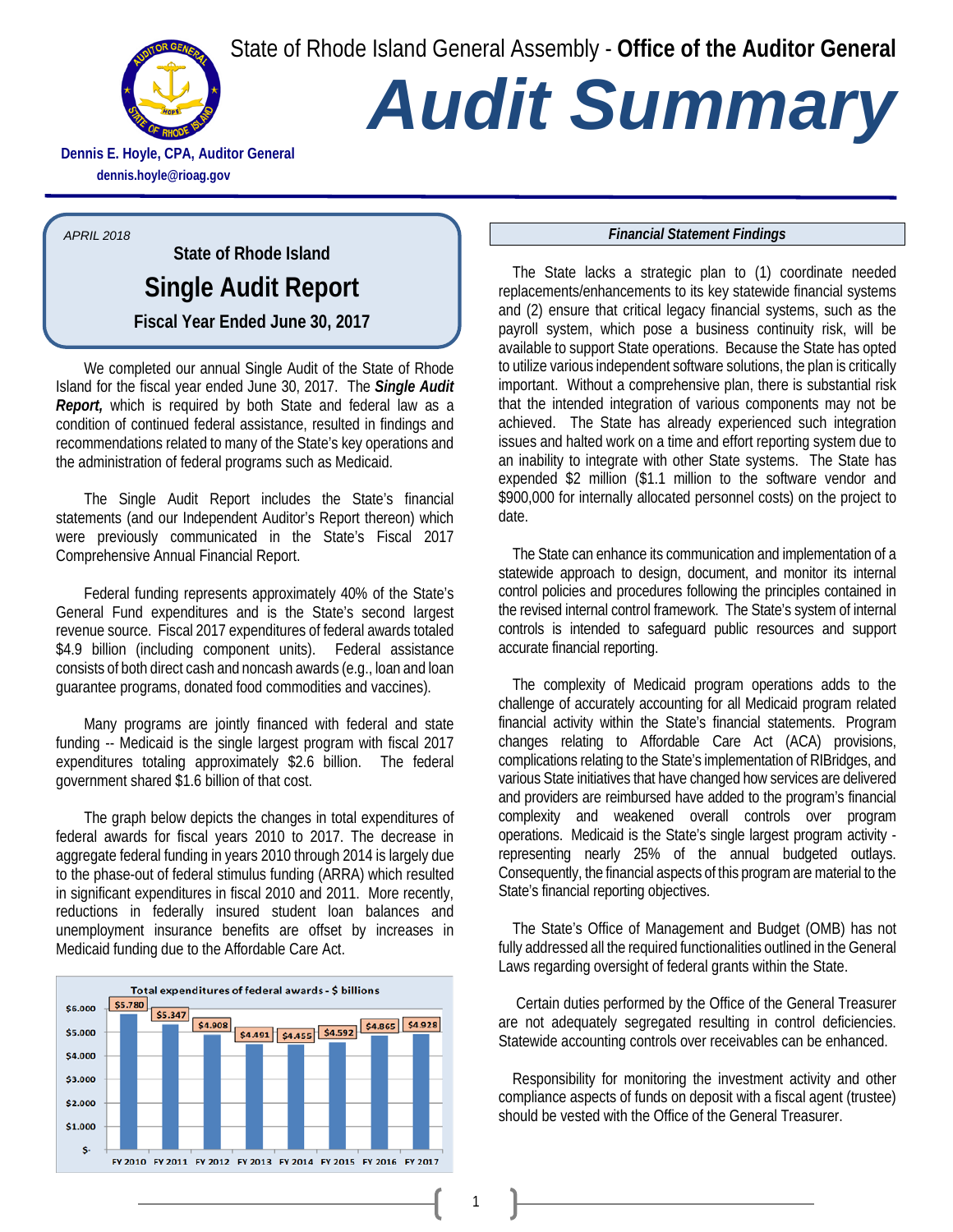State of Rhode Island General Assembly - **Office of the Auditor General**

# Audit Summary

**Dennis E. Hoyle, CPA, Auditor General**
**dennis.hoyle@rioag.gov**

*APRIL 2018*

### State of Rhode Island
## Single Audit Report
### Fiscal Year Ended June 30, 2017

We completed our annual Single Audit of the State of Rhode Island for the fiscal year ended June 30, 2017. The ***Single Audit Report,*** which is required by both State and federal law as a condition of continued federal assistance, resulted in findings and recommendations related to many of the State's key operations and the administration of federal programs such as Medicaid.

The Single Audit Report includes the State's financial statements (and our Independent Auditor's Report thereon) which were previously communicated in the State's Fiscal 2017 Comprehensive Annual Financial Report.

Federal funding represents approximately 40% of the State's General Fund expenditures and is the State's second largest revenue source. Fiscal 2017 expenditures of federal awards totaled $4.9 billion (including component units). Federal assistance consists of both direct cash and noncash awards (e.g., loan and loan guarantee programs, donated food commodities and vaccines).

Many programs are jointly financed with federal and state funding -- Medicaid is the single largest program with fiscal 2017 expenditures totaling approximately $2.6 billion. The federal government shared $1.6 billion of that cost.

The graph below depicts the changes in total expenditures of federal awards for fiscal years 2010 to 2017. The decrease in aggregate federal funding in years 2010 through 2014 is largely due to the phase-out of federal stimulus funding (ARRA) which resulted in significant expenditures in fiscal 2010 and 2011. More recently, reductions in federally insured student loan balances and unemployment insurance benefits are offset by increases in Medicaid funding due to the Affordable Care Act.

**Total expenditures of federal awards - $ billions**

| FY 2010 | FY 2011 | FY 2012 | FY 2013 | FY 2014 | FY 2015 | FY 2016 | FY 2017 |
|---|---|---|---|---|---|---|---|
| $5.780 | $5.347 | $4.908 | $4.491 | $4.455 | $4.592 | $4.865 | $4.928 |

### *Financial Statement Findings*

The State lacks a strategic plan to (1) coordinate needed replacements/enhancements to its key statewide financial systems and (2) ensure that critical legacy financial systems, such as the payroll system, which pose a business continuity risk, will be available to support State operations. Because the State has opted to utilize various independent software solutions, the plan is critically important. Without a comprehensive plan, there is substantial risk that the intended integration of various components may not be achieved. The State has already experienced such integration issues and halted work on a time and effort reporting system due to an inability to integrate with other State systems. The State has expended $2 million ($1.1 million to the software vendor and $900,000 for internally allocated personnel costs) on the project to date.

The State can enhance its communication and implementation of a statewide approach to design, document, and monitor its internal control policies and procedures following the principles contained in the revised internal control framework. The State's system of internal controls is intended to safeguard public resources and support accurate financial reporting.

The complexity of Medicaid program operations adds to the challenge of accurately accounting for all Medicaid program related financial activity within the State's financial statements. Program changes relating to Affordable Care Act (ACA) provisions, complications relating to the State's implementation of RIBridges, and various State initiatives that have changed how services are delivered and providers are reimbursed have added to the program's financial complexity and weakened overall controls over program operations. Medicaid is the State's single largest program activity - representing nearly 25% of the annual budgeted outlays. Consequently, the financial aspects of this program are material to the State's financial reporting objectives.

The State's Office of Management and Budget (OMB) has not fully addressed all the required functionalities outlined in the General Laws regarding oversight of federal grants within the State.

Certain duties performed by the Office of the General Treasurer are not adequately segregated resulting in control deficiencies. Statewide accounting controls over receivables can be enhanced.

Responsibility for monitoring the investment activity and other compliance aspects of funds on deposit with a fiscal agent (trustee) should be vested with the Office of the General Treasurer.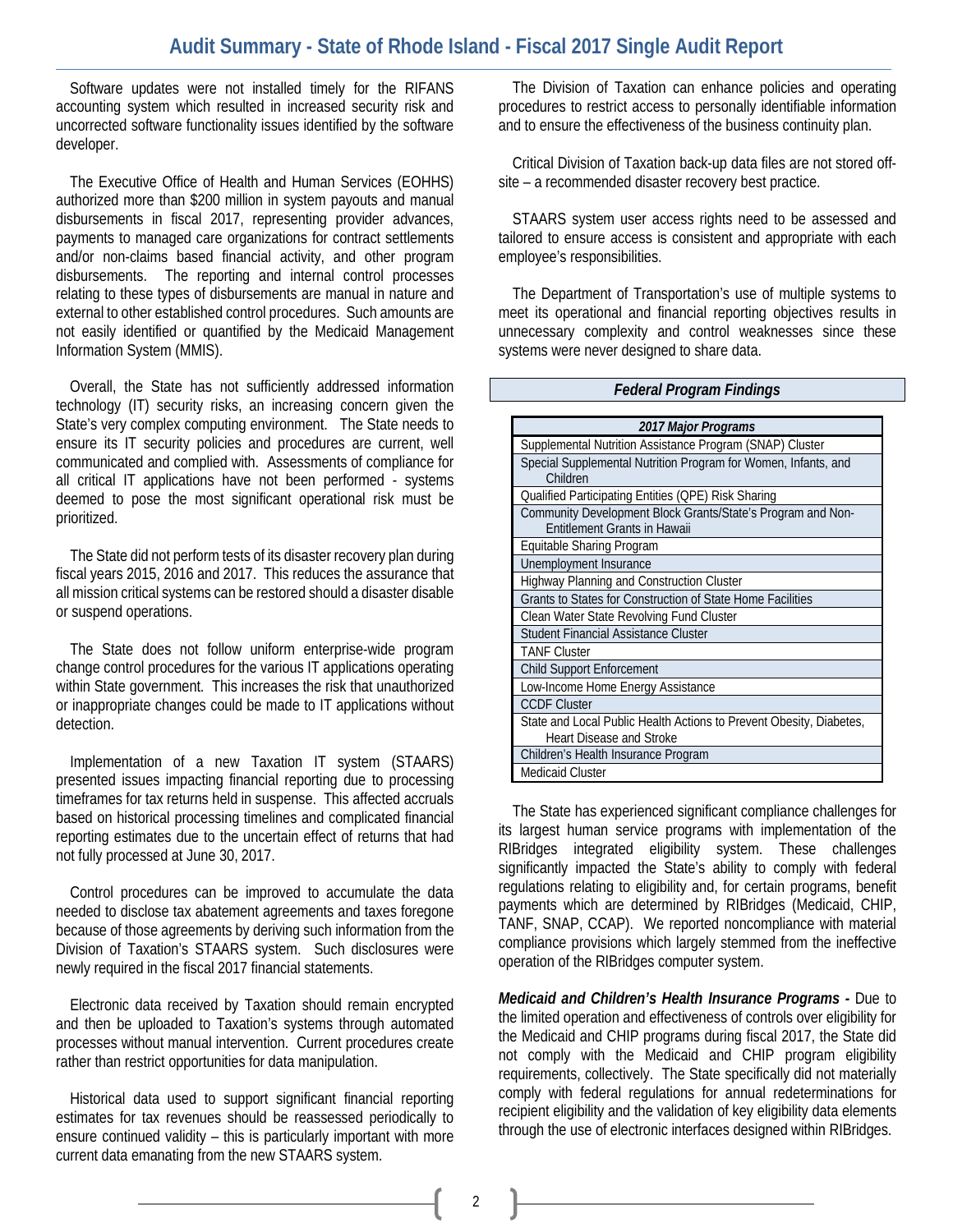Software updates were not installed timely for the RIFANS accounting system which resulted in increased security risk and uncorrected software functionality issues identified by the software developer.

The Executive Office of Health and Human Services (EOHHS) authorized more than $200 million in system payouts and manual disbursements in fiscal 2017, representing provider advances, payments to managed care organizations for contract settlements and/or non-claims based financial activity, and other program disbursements. The reporting and internal control processes relating to these types of disbursements are manual in nature and external to other established control procedures. Such amounts are not easily identified or quantified by the Medicaid Management Information System (MMIS).

Overall, the State has not sufficiently addressed information technology (IT) security risks, an increasing concern given the State's very complex computing environment. The State needs to ensure its IT security policies and procedures are current, well communicated and complied with. Assessments of compliance for all critical IT applications have not been performed - systems deemed to pose the most significant operational risk must be prioritized.

The State did not perform tests of its disaster recovery plan during fiscal years 2015, 2016 and 2017. This reduces the assurance that all mission critical systems can be restored should a disaster disable or suspend operations.

The State does not follow uniform enterprise-wide program change control procedures for the various IT applications operating within State government. This increases the risk that unauthorized or inappropriate changes could be made to IT applications without detection.

Implementation of a new Taxation IT system (STAARS) presented issues impacting financial reporting due to processing timeframes for tax returns held in suspense. This affected accruals based on historical processing timelines and complicated financial reporting estimates due to the uncertain effect of returns that had not fully processed at June 30, 2017.

Control procedures can be improved to accumulate the data needed to disclose tax abatement agreements and taxes foregone because of those agreements by deriving such information from the Division of Taxation's STAARS system. Such disclosures were newly required in the fiscal 2017 financial statements.

Electronic data received by Taxation should remain encrypted and then be uploaded to Taxation's systems through automated processes without manual intervention. Current procedures create rather than restrict opportunities for data manipulation.

Historical data used to support significant financial reporting estimates for tax revenues should be reassessed periodically to ensure continued validity – this is particularly important with more current data emanating from the new STAARS system.

The Division of Taxation can enhance policies and operating procedures to restrict access to personally identifiable information and to ensure the effectiveness of the business continuity plan.

Critical Division of Taxation back-up data files are not stored off-site – a recommended disaster recovery best practice.

STAARS system user access rights need to be assessed and tailored to ensure access is consistent and appropriate with each employee's responsibilities.

The Department of Transportation's use of multiple systems to meet its operational and financial reporting objectives results in unnecessary complexity and control weaknesses since these systems were never designed to share data.

## *Federal Program Findings*

| *2017 Major Programs* |
|---|
| Supplemental Nutrition Assistance Program (SNAP) Cluster |
| Special Supplemental Nutrition Program for Women, Infants, and Children |
| Qualified Participating Entities (QPE) Risk Sharing |
| Community Development Block Grants/State's Program and Non-Entitlement Grants in Hawaii |
| Equitable Sharing Program |
| Unemployment Insurance |
| Highway Planning and Construction Cluster |
| Grants to States for Construction of State Home Facilities |
| Clean Water State Revolving Fund Cluster |
| Student Financial Assistance Cluster |
| TANF Cluster |
| Child Support Enforcement |
| Low-Income Home Energy Assistance |
| CCDF Cluster |
| State and Local Public Health Actions to Prevent Obesity, Diabetes, Heart Disease and Stroke |
| Children's Health Insurance Program |
| Medicaid Cluster |

The State has experienced significant compliance challenges for its largest human service programs with implementation of the RIBridges integrated eligibility system. These challenges significantly impacted the State's ability to comply with federal regulations relating to eligibility and, for certain programs, benefit payments which are determined by RIBridges (Medicaid, CHIP, TANF, SNAP, CCAP). We reported noncompliance with material compliance provisions which largely stemmed from the ineffective operation of the RIBridges computer system.

***Medicaid and Children's Health Insurance Programs -*** Due to the limited operation and effectiveness of controls over eligibility for the Medicaid and CHIP programs during fiscal 2017, the State did not comply with the Medicaid and CHIP program eligibility requirements, collectively. The State specifically did not materially comply with federal regulations for annual redeterminations for recipient eligibility and the validation of key eligibility data elements through the use of electronic interfaces designed within RIBridges.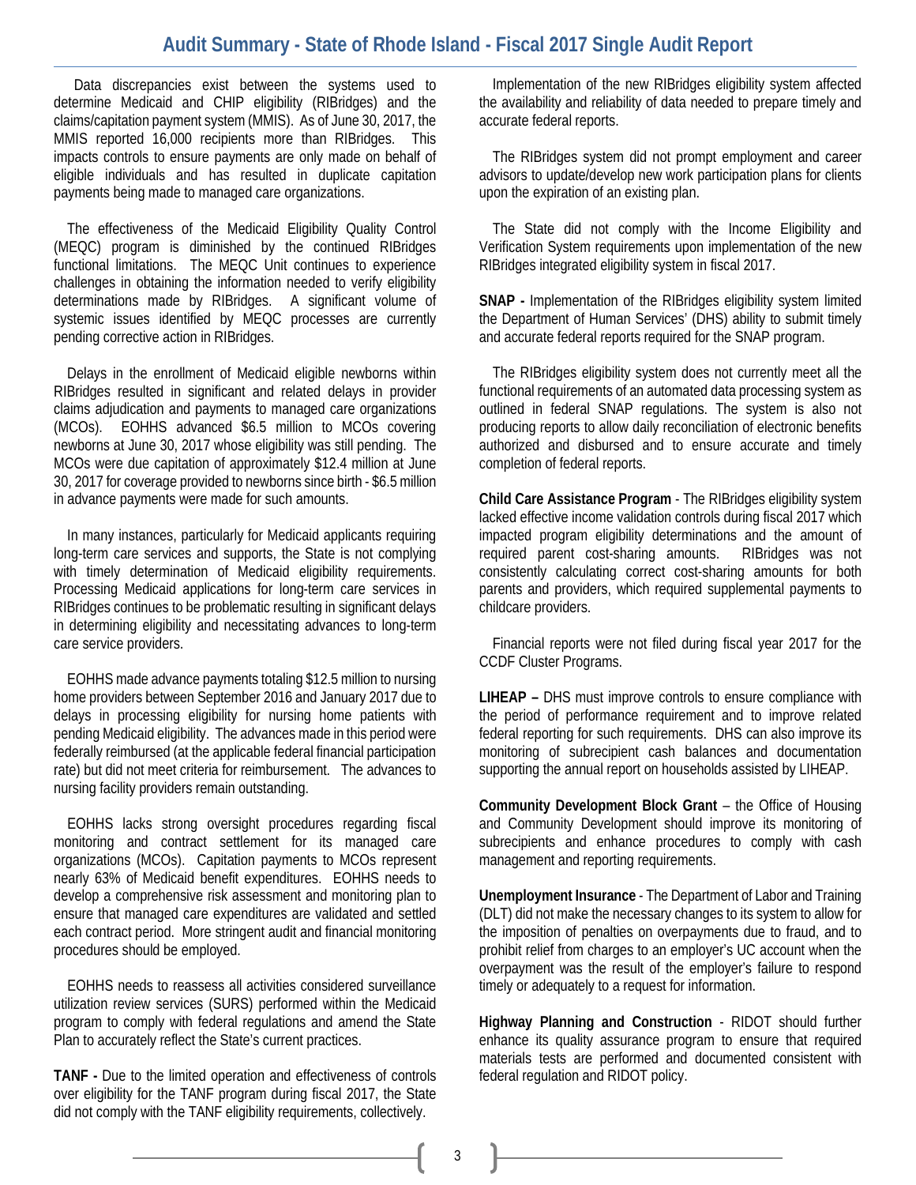Data discrepancies exist between the systems used to determine Medicaid and CHIP eligibility (RIBridges) and the claims/capitation payment system (MMIS). As of June 30, 2017, the MMIS reported 16,000 recipients more than RIBridges. This impacts controls to ensure payments are only made on behalf of eligible individuals and has resulted in duplicate capitation payments being made to managed care organizations.

The effectiveness of the Medicaid Eligibility Quality Control (MEQC) program is diminished by the continued RIBridges functional limitations. The MEQC Unit continues to experience challenges in obtaining the information needed to verify eligibility determinations made by RIBridges. A significant volume of systemic issues identified by MEQC processes are currently pending corrective action in RIBridges.

Delays in the enrollment of Medicaid eligible newborns within RIBridges resulted in significant and related delays in provider claims adjudication and payments to managed care organizations (MCOs). EOHHS advanced $6.5 million to MCOs covering newborns at June 30, 2017 whose eligibility was still pending. The MCOs were due capitation of approximately $12.4 million at June 30, 2017 for coverage provided to newborns since birth - $6.5 million in advance payments were made for such amounts.

In many instances, particularly for Medicaid applicants requiring long-term care services and supports, the State is not complying with timely determination of Medicaid eligibility requirements. Processing Medicaid applications for long-term care services in RIBridges continues to be problematic resulting in significant delays in determining eligibility and necessitating advances to long-term care service providers.

EOHHS made advance payments totaling $12.5 million to nursing home providers between September 2016 and January 2017 due to delays in processing eligibility for nursing home patients with pending Medicaid eligibility. The advances made in this period were federally reimbursed (at the applicable federal financial participation rate) but did not meet criteria for reimbursement. The advances to nursing facility providers remain outstanding.

EOHHS lacks strong oversight procedures regarding fiscal monitoring and contract settlement for its managed care organizations (MCOs). Capitation payments to MCOs represent nearly 63% of Medicaid benefit expenditures. EOHHS needs to develop a comprehensive risk assessment and monitoring plan to ensure that managed care expenditures are validated and settled each contract period. More stringent audit and financial monitoring procedures should be employed.

EOHHS needs to reassess all activities considered surveillance utilization review services (SURS) performed within the Medicaid program to comply with federal regulations and amend the State Plan to accurately reflect the State's current practices.

**TANF -** Due to the limited operation and effectiveness of controls over eligibility for the TANF program during fiscal 2017, the State did not comply with the TANF eligibility requirements, collectively.

Implementation of the new RIBridges eligibility system affected the availability and reliability of data needed to prepare timely and accurate federal reports.

The RIBridges system did not prompt employment and career advisors to update/develop new work participation plans for clients upon the expiration of an existing plan.

The State did not comply with the Income Eligibility and Verification System requirements upon implementation of the new RIBridges integrated eligibility system in fiscal 2017.

**SNAP -** Implementation of the RIBridges eligibility system limited the Department of Human Services' (DHS) ability to submit timely and accurate federal reports required for the SNAP program.

The RIBridges eligibility system does not currently meet all the functional requirements of an automated data processing system as outlined in federal SNAP regulations. The system is also not producing reports to allow daily reconciliation of electronic benefits authorized and disbursed and to ensure accurate and timely completion of federal reports.

**Child Care Assistance Program** - The RIBridges eligibility system lacked effective income validation controls during fiscal 2017 which impacted program eligibility determinations and the amount of required parent cost-sharing amounts. RIBridges was not consistently calculating correct cost-sharing amounts for both parents and providers, which required supplemental payments to childcare providers.

Financial reports were not filed during fiscal year 2017 for the CCDF Cluster Programs.

**LIHEAP –** DHS must improve controls to ensure compliance with the period of performance requirement and to improve related federal reporting for such requirements. DHS can also improve its monitoring of subrecipient cash balances and documentation supporting the annual report on households assisted by LIHEAP.

**Community Development Block Grant** – the Office of Housing and Community Development should improve its monitoring of subrecipients and enhance procedures to comply with cash management and reporting requirements.

**Unemployment Insurance** - The Department of Labor and Training (DLT) did not make the necessary changes to its system to allow for the imposition of penalties on overpayments due to fraud, and to prohibit relief from charges to an employer's UC account when the overpayment was the result of the employer's failure to respond timely or adequately to a request for information.

**Highway Planning and Construction** - RIDOT should further enhance its quality assurance program to ensure that required materials tests are performed and documented consistent with federal regulation and RIDOT policy.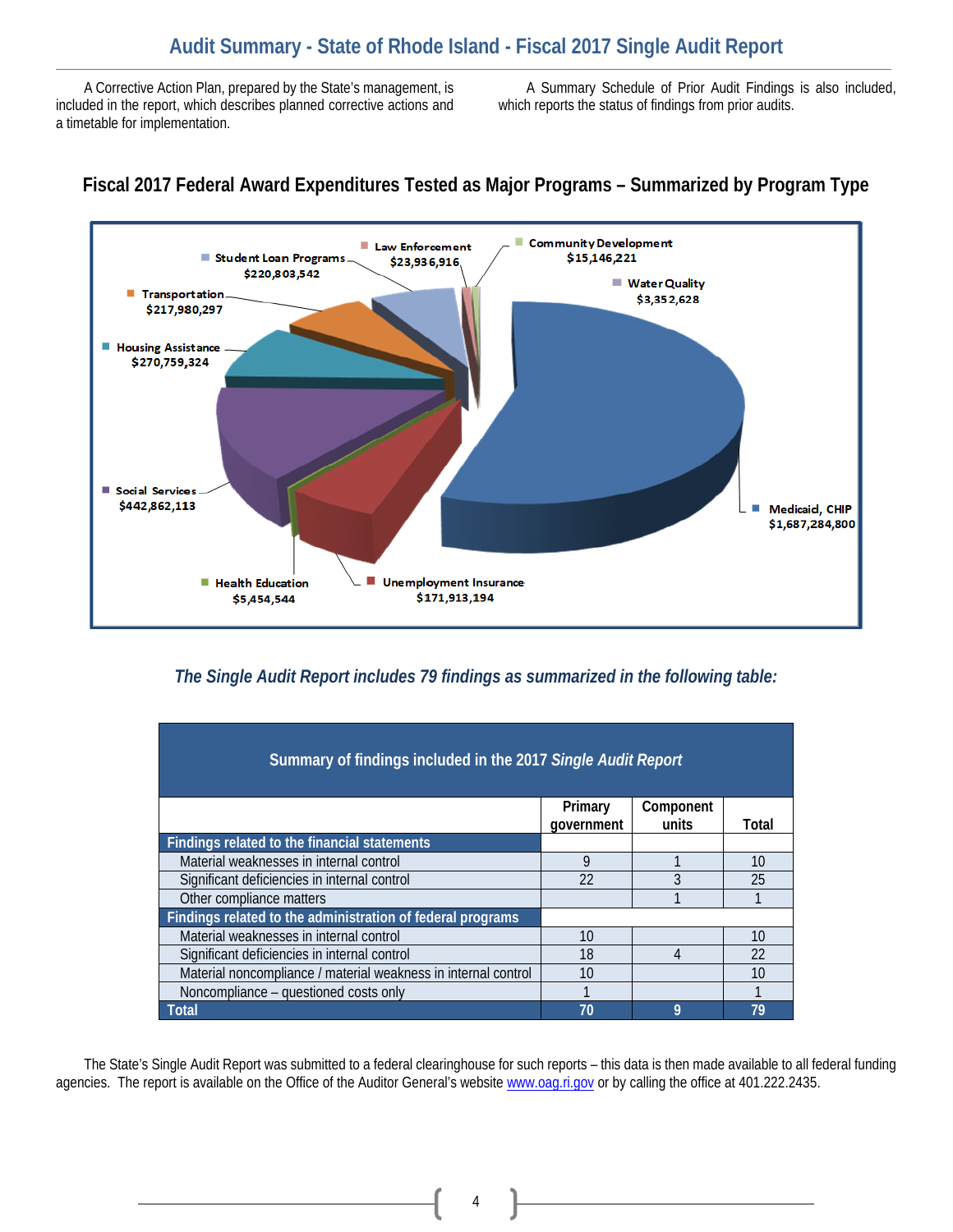## Audit Summary - State of Rhode Island - Fiscal 2017 Single Audit Report

A Corrective Action Plan, prepared by the State's management, is included in the report, which describes planned corrective actions and a timetable for implementation.

A Summary Schedule of Prior Audit Findings is also included, which reports the status of findings from prior audits.

### Fiscal 2017 Federal Award Expenditures Tested as Major Programs – Summarized by Program Type

Law Enforcement
$23,936,916

Community Development
$15,146,221

Student Loan Programs
$220,803,542

Water Quality
$3,352,628

Transportation
$217,980,297

Housing Assistance
$270,759,324

Social Services
$442,862,113

Medicaid, CHIP
$1,687,284,800

Health Education
$5,454,544

Unemployment Insurance
$171,913,194

***The Single Audit Report includes 79 findings as summarized in the following table:***

| Summary of findings included in the 2017 *Single Audit Report* | Primary government | Component units | Total |
|---|---|---|---|
| **Findings related to the financial statements** | | | |
| Material weaknesses in internal control | 9 | 1 | 10 |
| Significant deficiencies in internal control | 22 | 3 | 25 |
| Other compliance matters | | 1 | 1 |
| **Findings related to the administration of federal programs** | | | |
| Material weaknesses in internal control | 10 | | 10 |
| Significant deficiencies in internal control | 18 | 4 | 22 |
| Material noncompliance / material weakness in internal control | 10 | | 10 |
| Noncompliance – questioned costs only | 1 | | 1 |
| **Total** | **70** | **9** | **79** |

The State's Single Audit Report was submitted to a federal clearinghouse for such reports – this data is then made available to all federal funding agencies. The report is available on the Office of the Auditor General's website www.oag.ri.gov or by calling the office at 401.222.2435.